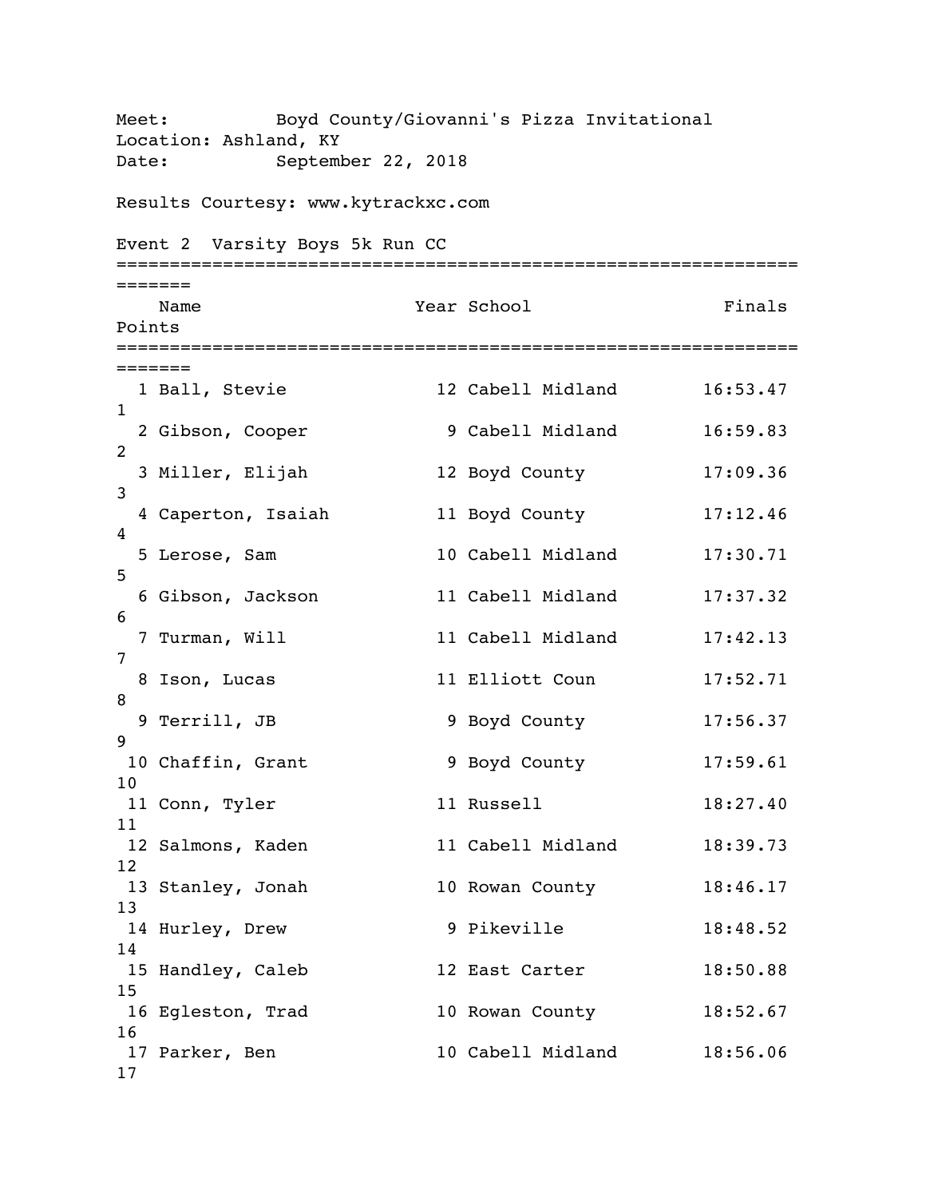Meet: Boyd County/Giovanni's Pizza Invitational
Location: Ashland, KY
Date: September 22, 2018

Results Courtesy: www.kytrackxc.com

## Event 2 Varsity Boys 5k Run CC

| Place | Name | Year | School | Finals | Points |
|---|---|---|---|---|---|
| 1 | Ball, Stevie | 12 | Cabell Midland | 16:53.47 | 1 |
| 2 | Gibson, Cooper | 9 | Cabell Midland | 16:59.83 | 2 |
| 3 | Miller, Elijah | 12 | Boyd County | 17:09.36 | 3 |
| 4 | Caperton, Isaiah | 11 | Boyd County | 17:12.46 | 4 |
| 5 | Lerose, Sam | 10 | Cabell Midland | 17:30.71 | 5 |
| 6 | Gibson, Jackson | 11 | Cabell Midland | 17:37.32 | 6 |
| 7 | Turman, Will | 11 | Cabell Midland | 17:42.13 | 7 |
| 8 | Ison, Lucas | 11 | Elliott Coun | 17:52.71 | 8 |
| 9 | Terrill, JB | 9 | Boyd County | 17:56.37 | 9 |
| 10 | Chaffin, Grant | 9 | Boyd County | 17:59.61 | 10 |
| 11 | Conn, Tyler | 11 | Russell | 18:27.40 | 11 |
| 12 | Salmons, Kaden | 11 | Cabell Midland | 18:39.73 | 12 |
| 13 | Stanley, Jonah | 10 | Rowan County | 18:46.17 | 13 |
| 14 | Hurley, Drew | 9 | Pikeville | 18:48.52 | 14 |
| 15 | Handley, Caleb | 12 | East Carter | 18:50.88 | 15 |
| 16 | Egleston, Trad | 10 | Rowan County | 18:52.67 | 16 |
| 17 | Parker, Ben | 10 | Cabell Midland | 18:56.06 | 17 |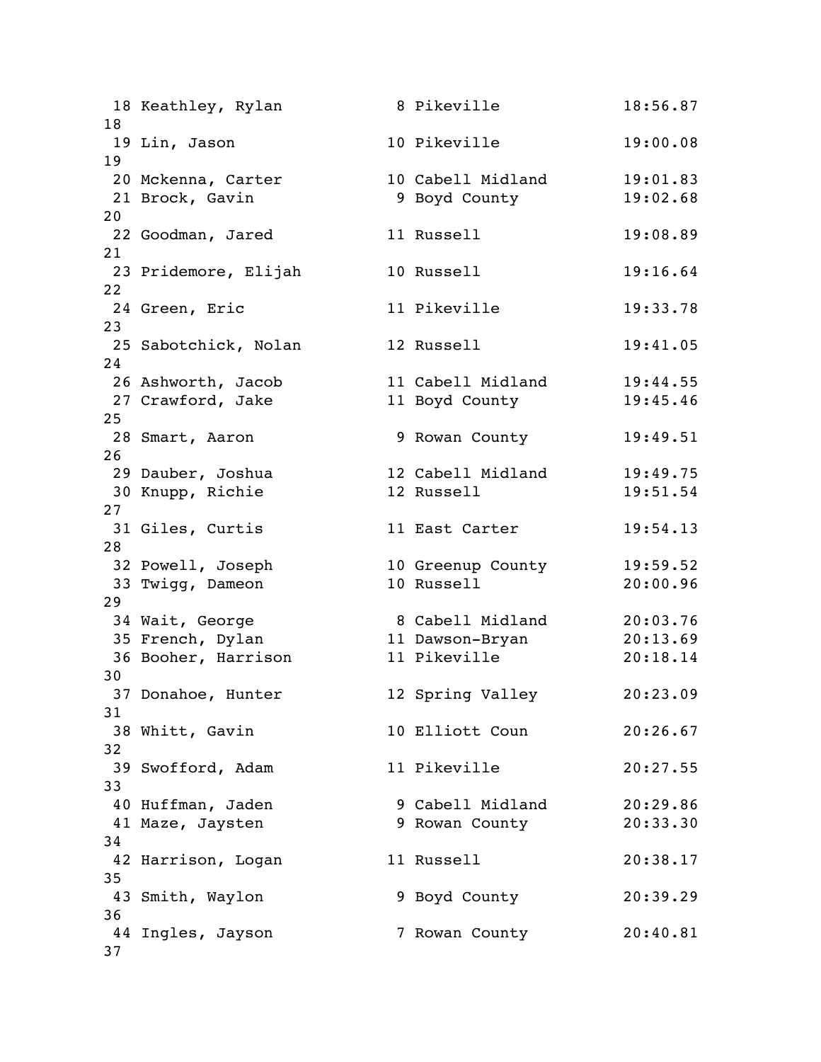```
 18 Keathley, Rylan           8 Pikeville            18:56.87
18
 19 Lin, Jason               10 Pikeville            19:00.08
19
 20 Mckenna, Carter          10 Cabell Midland       19:01.83
 21 Brock, Gavin              9 Boyd County          19:02.68
20
 22 Goodman, Jared           11 Russell              19:08.89
21
 23 Pridemore, Elijah        10 Russell              19:16.64
22
 24 Green, Eric              11 Pikeville            19:33.78
23
 25 Sabotchick, Nolan        12 Russell              19:41.05
24
 26 Ashworth, Jacob          11 Cabell Midland       19:44.55
 27 Crawford, Jake           11 Boyd County          19:45.46
25
 28 Smart, Aaron              9 Rowan County         19:49.51
26
 29 Dauber, Joshua           12 Cabell Midland       19:49.75
 30 Knupp, Richie            12 Russell              19:51.54
27
 31 Giles, Curtis            11 East Carter          19:54.13
28
 32 Powell, Joseph           10 Greenup County       19:59.52
 33 Twigg, Dameon            10 Russell              20:00.96
29
 34 Wait, George              8 Cabell Midland       20:03.76
 35 French, Dylan            11 Dawson-Bryan         20:13.69
 36 Booher, Harrison         11 Pikeville            20:18.14
30
 37 Donahoe, Hunter          12 Spring Valley        20:23.09
31
 38 Whitt, Gavin             10 Elliott Coun         20:26.67
32
 39 Swofford, Adam           11 Pikeville            20:27.55
33
 40 Huffman, Jaden            9 Cabell Midland       20:29.86
 41 Maze, Jaysten             9 Rowan County         20:33.30
34
 42 Harrison, Logan          11 Russell              20:38.17
35
 43 Smith, Waylon             9 Boyd County          20:39.29
36
 44 Ingles, Jayson            7 Rowan County         20:40.81
37
```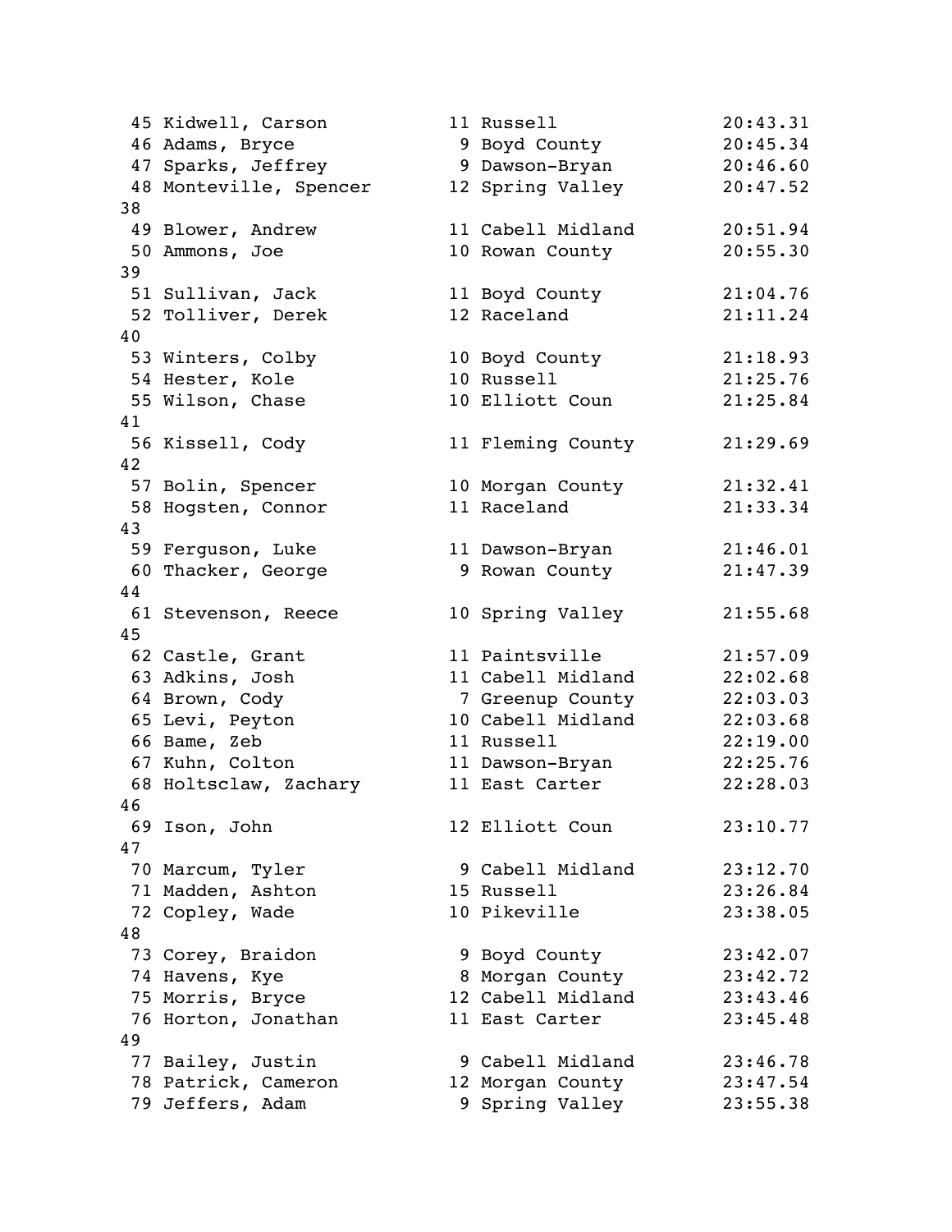```
 45 Kidwell, Carson         11 Russell            20:43.31
 46 Adams, Bryce             9 Boyd County        20:45.34
 47 Sparks, Jeffrey          9 Dawson-Bryan       20:46.60
 48 Monteville, Spencer     12 Spring Valley      20:47.52
38
 49 Blower, Andrew          11 Cabell Midland     20:51.94
 50 Ammons, Joe             10 Rowan County       20:55.30
39
 51 Sullivan, Jack          11 Boyd County        21:04.76
 52 Tolliver, Derek         12 Raceland           21:11.24
40
 53 Winters, Colby          10 Boyd County        21:18.93
 54 Hester, Kole            10 Russell            21:25.76
 55 Wilson, Chase           10 Elliott Coun       21:25.84
41
 56 Kissell, Cody           11 Fleming County     21:29.69
42
 57 Bolin, Spencer          10 Morgan County      21:32.41
 58 Hogsten, Connor         11 Raceland           21:33.34
43
 59 Ferguson, Luke          11 Dawson-Bryan       21:46.01
 60 Thacker, George          9 Rowan County       21:47.39
44
 61 Stevenson, Reece        10 Spring Valley      21:55.68
45
 62 Castle, Grant           11 Paintsville        21:57.09
 63 Adkins, Josh            11 Cabell Midland     22:02.68
 64 Brown, Cody              7 Greenup County     22:03.03
 65 Levi, Peyton            10 Cabell Midland     22:03.68
 66 Bame, Zeb               11 Russell            22:19.00
 67 Kuhn, Colton            11 Dawson-Bryan       22:25.76
 68 Holtsclaw, Zachary      11 East Carter        22:28.03
46
 69 Ison, John              12 Elliott Coun       23:10.77
47
 70 Marcum, Tyler            9 Cabell Midland     23:12.70
 71 Madden, Ashton          15 Russell            23:26.84
 72 Copley, Wade            10 Pikeville          23:38.05
48
 73 Corey, Braidon           9 Boyd County        23:42.07
 74 Havens, Kye              8 Morgan County      23:42.72
 75 Morris, Bryce           12 Cabell Midland     23:43.46
 76 Horton, Jonathan        11 East Carter        23:45.48
49
 77 Bailey, Justin           9 Cabell Midland     23:46.78
 78 Patrick, Cameron        12 Morgan County      23:47.54
 79 Jeffers, Adam            9 Spring Valley      23:55.38
```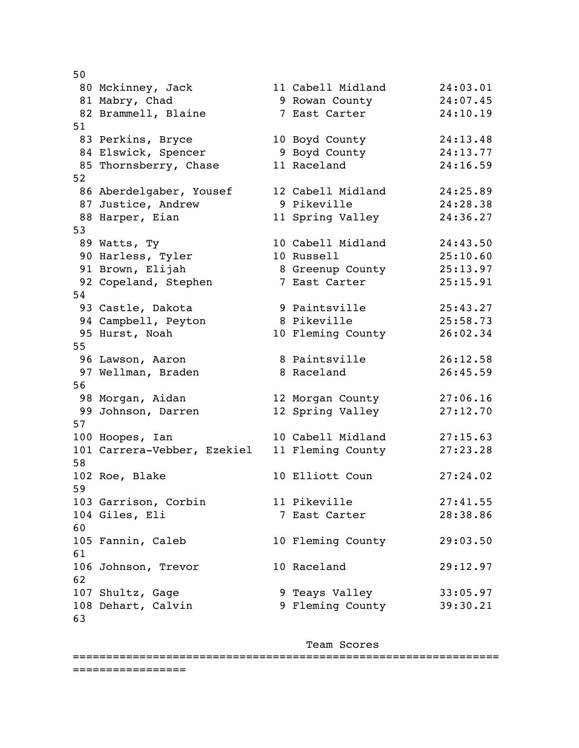| Place | Name | Year | School | Time |
|---|---|---|---|---|
| 80 | Mckinney, Jack | 11 | Cabell Midland | 24:03.01 |
| 81 | Mabry, Chad | 9 | Rowan County | 24:07.45 |
| 82 | Brammell, Blaine | 7 | East Carter | 24:10.19 |
| 83 | Perkins, Bryce | 10 | Boyd County | 24:13.48 |
| 84 | Elswick, Spencer | 9 | Boyd County | 24:13.77 |
| 85 | Thornsberry, Chase | 11 | Raceland | 24:16.59 |
| 86 | Aberdelgaber, Yousef | 12 | Cabell Midland | 24:25.89 |
| 87 | Justice, Andrew | 9 | Pikeville | 24:28.38 |
| 88 | Harper, Eian | 11 | Spring Valley | 24:36.27 |
| 89 | Watts, Ty | 10 | Cabell Midland | 24:43.50 |
| 90 | Harless, Tyler | 10 | Russell | 25:10.60 |
| 91 | Brown, Elijah | 8 | Greenup County | 25:13.97 |
| 92 | Copeland, Stephen | 7 | East Carter | 25:15.91 |
| 93 | Castle, Dakota | 9 | Paintsville | 25:43.27 |
| 94 | Campbell, Peyton | 8 | Pikeville | 25:58.73 |
| 95 | Hurst, Noah | 10 | Fleming County | 26:02.34 |
| 96 | Lawson, Aaron | 8 | Paintsville | 26:12.58 |
| 97 | Wellman, Braden | 8 | Raceland | 26:45.59 |
| 98 | Morgan, Aidan | 12 | Morgan County | 27:06.16 |
| 99 | Johnson, Darren | 12 | Spring Valley | 27:12.70 |
| 100 | Hoopes, Ian | 10 | Cabell Midland | 27:15.63 |
| 101 | Carrera-Vebber, Ezekiel | 11 | Fleming County | 27:23.28 |
| 102 | Roe, Blake | 10 | Elliott Coun | 27:24.02 |
| 103 | Garrison, Corbin | 11 | Pikeville | 27:41.55 |
| 104 | Giles, Eli | 7 | East Carter | 28:38.86 |
| 105 | Fannin, Caleb | 10 | Fleming County | 29:03.50 |
| 106 | Johnson, Trevor | 10 | Raceland | 29:12.97 |
| 107 | Shultz, Gage | 9 | Teays Valley | 33:05.97 |
| 108 | Dehart, Calvin | 9 | Fleming County | 39:30.21 |

## Team Scores

=================================================================================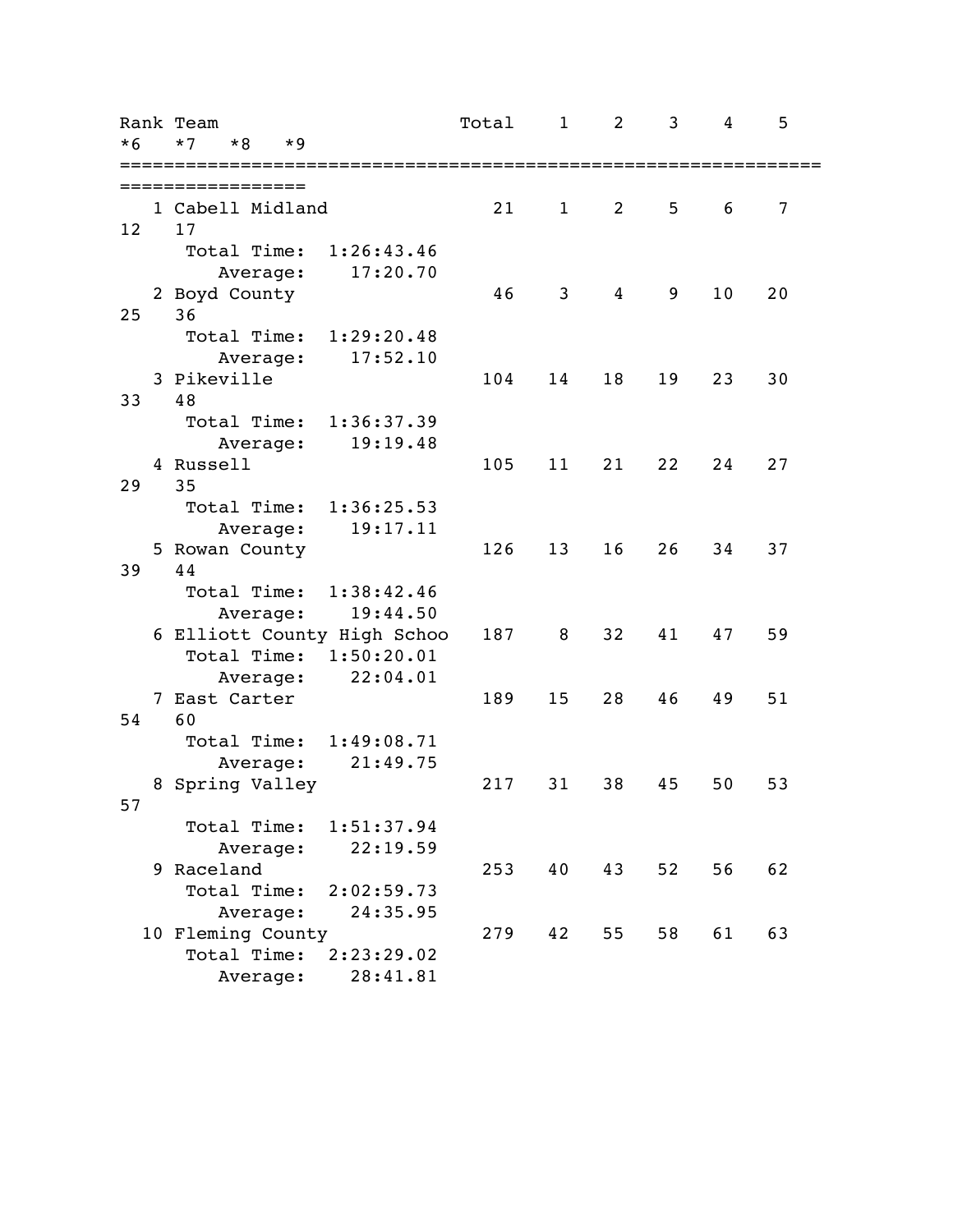| Rank | Team | Total | 1 | 2 | 3 | 4 | 5 | *6 | *7 | *8 | *9 |
|---|---|---|---|---|---|---|---|---|---|---|---|
| 1 | Cabell Midland | 21 | 1 | 2 | 5 | 6 | 7 | 12 | 17 | | |
| | Total Time: 1:26:43.46 | | | | | | | | | | |
| | Average: 17:20.70 | | | | | | | | | | |
| 2 | Boyd County | 46 | 3 | 4 | 9 | 10 | 20 | 25 | 36 | | |
| | Total Time: 1:29:20.48 | | | | | | | | | | |
| | Average: 17:52.10 | | | | | | | | | | |
| 3 | Pikeville | 104 | 14 | 18 | 19 | 23 | 30 | 33 | 48 | | |
| | Total Time: 1:36:37.39 | | | | | | | | | | |
| | Average: 19:19.48 | | | | | | | | | | |
| 4 | Russell | 105 | 11 | 21 | 22 | 24 | 27 | 29 | 35 | | |
| | Total Time: 1:36:25.53 | | | | | | | | | | |
| | Average: 19:17.11 | | | | | | | | | | |
| 5 | Rowan County | 126 | 13 | 16 | 26 | 34 | 37 | 39 | 44 | | |
| | Total Time: 1:38:42.46 | | | | | | | | | | |
| | Average: 19:44.50 | | | | | | | | | | |
| 6 | Elliott County High Schoo | 187 | 8 | 32 | 41 | 47 | 59 | | | | |
| | Total Time: 1:50:20.01 | | | | | | | | | | |
| | Average: 22:04.01 | | | | | | | | | | |
| 7 | East Carter | 189 | 15 | 28 | 46 | 49 | 51 | 54 | 60 | | |
| | Total Time: 1:49:08.71 | | | | | | | | | | |
| | Average: 21:49.75 | | | | | | | | | | |
| 8 | Spring Valley | 217 | 31 | 38 | 45 | 50 | 53 | 57 | | | |
| | Total Time: 1:51:37.94 | | | | | | | | | | |
| | Average: 22:19.59 | | | | | | | | | | |
| 9 | Raceland | 253 | 40 | 43 | 52 | 56 | 62 | | | | |
| | Total Time: 2:02:59.73 | | | | | | | | | | |
| | Average: 24:35.95 | | | | | | | | | | |
| 10 | Fleming County | 279 | 42 | 55 | 58 | 61 | 63 | | | | |
| | Total Time: 2:23:29.02 | | | | | | | | | | |
| | Average: 28:41.81 | | | | | | | | | | |